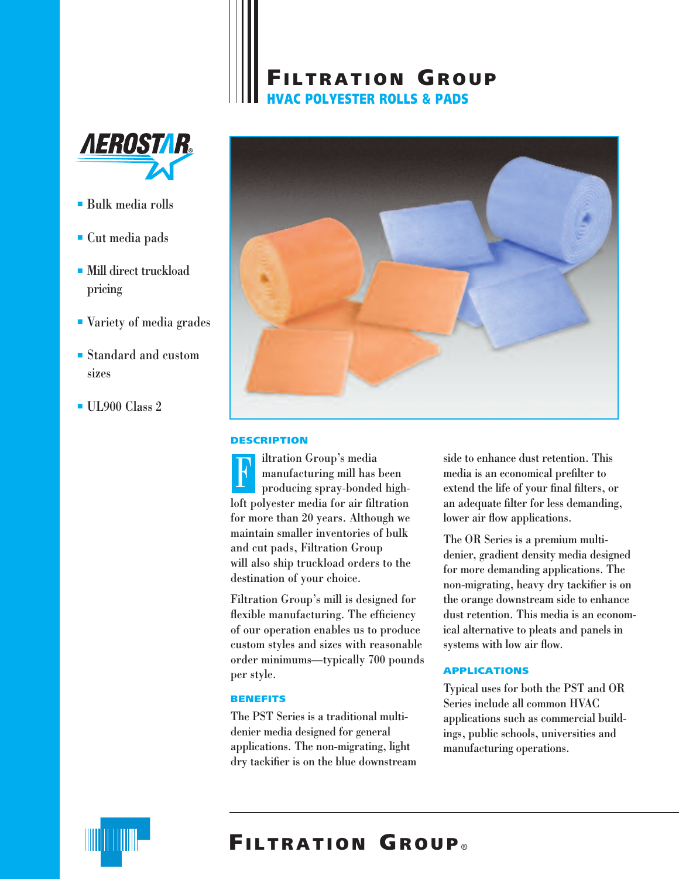# FILTRATION GROUP

## HVAC POLYESTER ROLLS & PADS

AEROSTAR®

- Bulk media rolls
- Cut media pads
- Mill direct truckload pricing
- Variety of media grades
- Standard and custom sizes
- UL900 Class 2

### DESCRIPTION

Filtration Group's media manufacturing mill has been producing spray-bonded high-loft polyester media for air filtration for more than 20 years. Although we maintain smaller inventories of bulk and cut pads, Filtration Group will also ship truckload orders to the destination of your choice.

Filtration Group's mill is designed for flexible manufacturing. The efficiency of our operation enables us to produce custom styles and sizes with reasonable order minimums—typically 700 pounds per style.

### BENEFITS

The PST Series is a traditional multi-denier media designed for general applications. The non-migrating, light dry tackifier is on the blue downstream side to enhance dust retention. This media is an economical prefilter to extend the life of your final filters, or an adequate filter for less demanding, lower air flow applications.

The OR Series is a premium multi-denier, gradient density media designed for more demanding applications. The non-migrating, heavy dry tackifier is on the orange downstream side to enhance dust retention. This media is an economical alternative to pleats and panels in systems with low air flow.

### APPLICATIONS

Typical uses for both the PST and OR Series include all common HVAC applications such as commercial buildings, public schools, universities and manufacturing operations.

FILTRATION GROUP®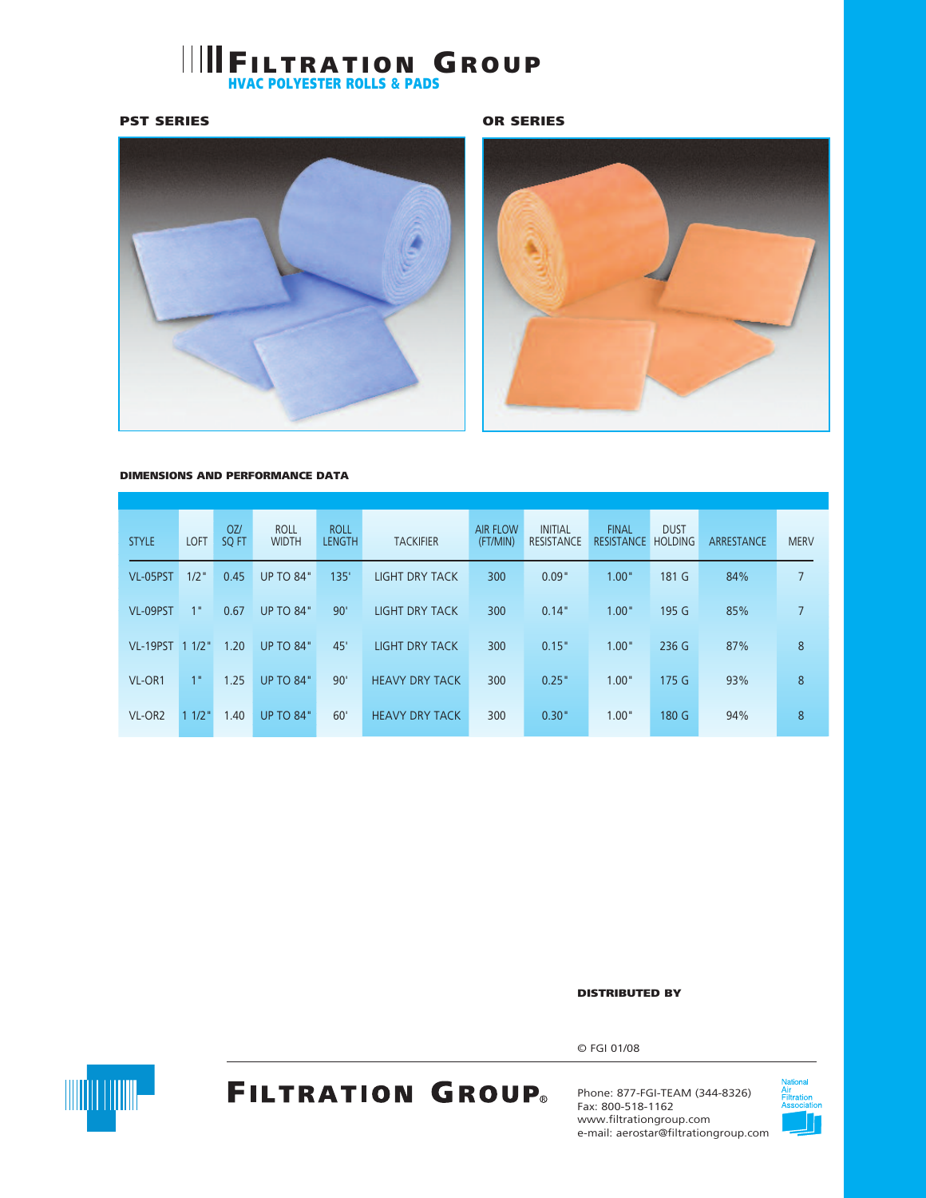# FILTRATION GROUP

## HVAC POLYESTER ROLLS & PADS

**PST SERIES**

**OR SERIES**

**DIMENSIONS AND PERFORMANCE DATA**

| STYLE | LOFT | OZ/ SQ FT | ROLL WIDTH | ROLL LENGTH | TACKIFIER | AIR FLOW (FT/MIN) | INITIAL RESISTANCE | FINAL RESISTANCE | DUST HOLDING | ARRESTANCE | MERV |
|---|---|---|---|---|---|---|---|---|---|---|---|
| VL-05PST | 1/2" | 0.45 | UP TO 84" | 135' | LIGHT DRY TACK | 300 | 0.09" | 1.00" | 181 G | 84% | 7 |
| VL-09PST | 1" | 0.67 | UP TO 84" | 90' | LIGHT DRY TACK | 300 | 0.14" | 1.00" | 195 G | 85% | 7 |
| VL-19PST | 1 1/2" | 1.20 | UP TO 84" | 45' | LIGHT DRY TACK | 300 | 0.15" | 1.00" | 236 G | 87% | 8 |
| VL-OR1 | 1" | 1.25 | UP TO 84" | 90' | HEAVY DRY TACK | 300 | 0.25" | 1.00" | 175 G | 93% | 8 |
| VL-OR2 | 1 1/2" | 1.40 | UP TO 84" | 60' | HEAVY DRY TACK | 300 | 0.30" | 1.00" | 180 G | 94% | 8 |

**DISTRIBUTED BY**

© FGI 01/08

FILTRATION GROUP®

Phone: 877-FGI-TEAM (344-8326)
Fax: 800-518-1162
www.filtrationgroup.com
e-mail: aerostar@filtrationgroup.com

National Air Filtration Association